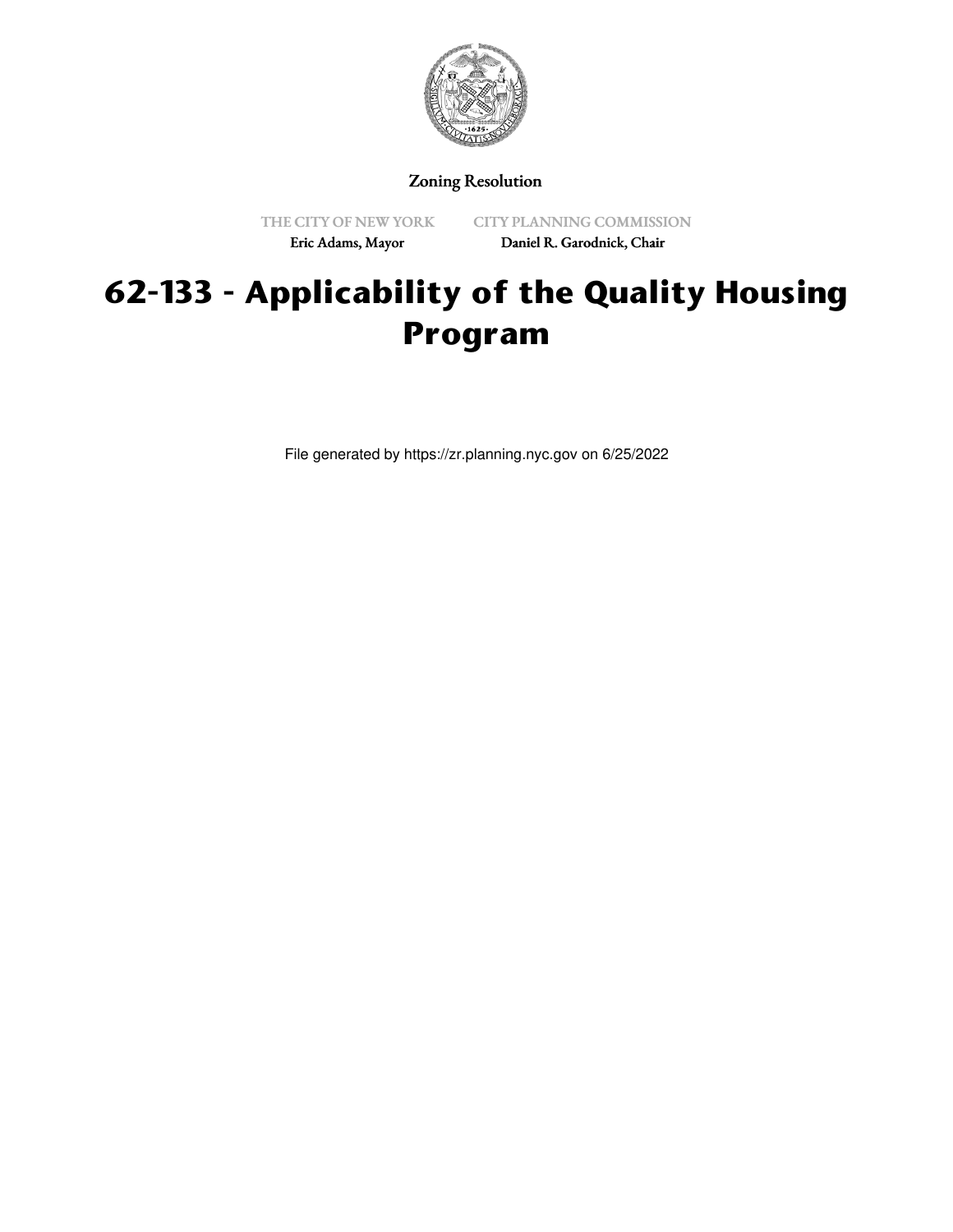Zoning Resolution

THE CITY OF NEW YORK
Eric Adams, Mayor

CITY PLANNING COMMISSION
Daniel R. Garodnick, Chair

# 62-133 - Applicability of the Quality Housing Program

File generated by https://zr.planning.nyc.gov on 6/25/2022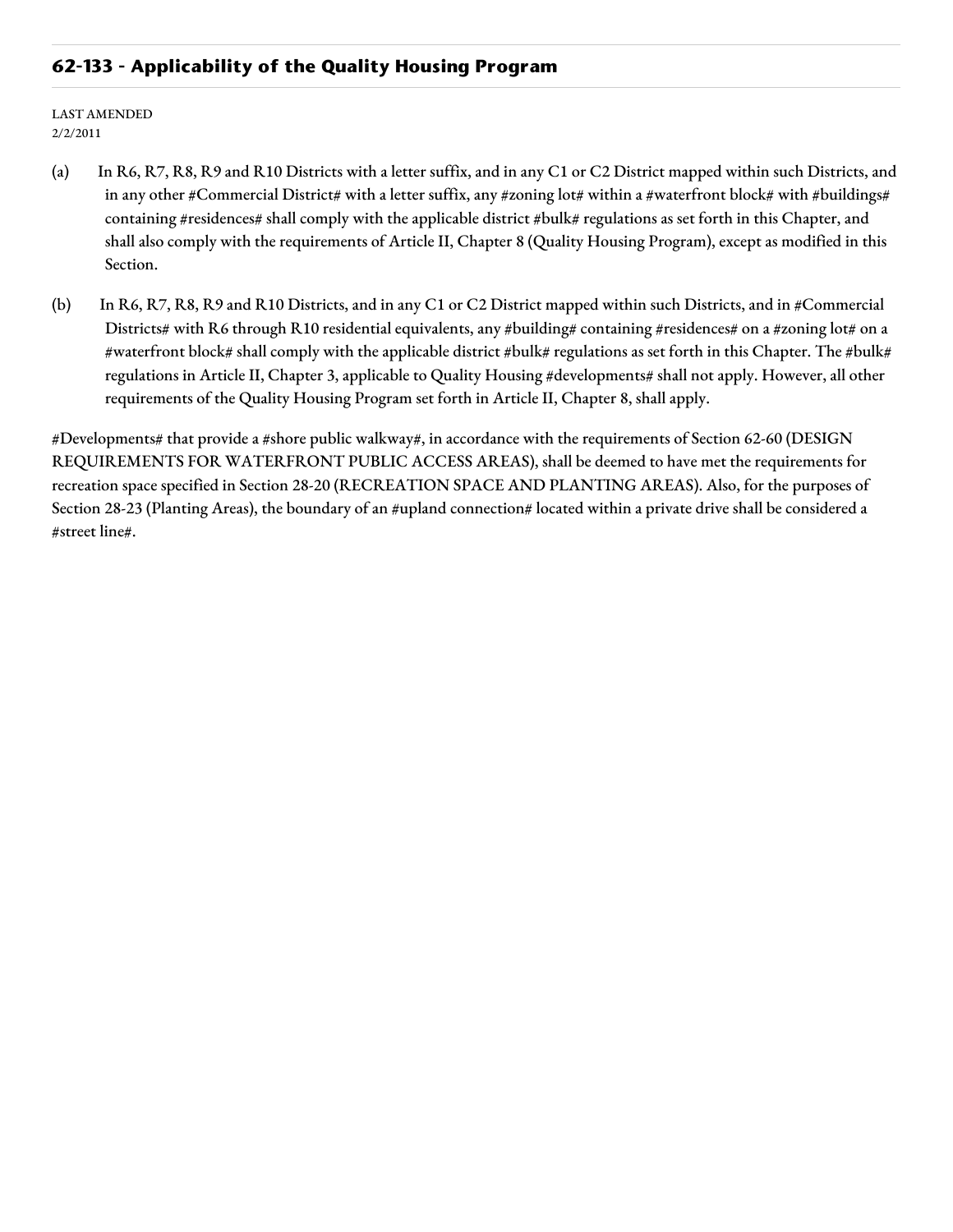## 62-133 - Applicability of the Quality Housing Program

LAST AMENDED
2/2/2011

(a) In R6, R7, R8, R9 and R10 Districts with a letter suffix, and in any C1 or C2 District mapped within such Districts, and in any other #Commercial District# with a letter suffix, any #zoning lot# within a #waterfront block# with #buildings# containing #residences# shall comply with the applicable district #bulk# regulations as set forth in this Chapter, and shall also comply with the requirements of Article II, Chapter 8 (Quality Housing Program), except as modified in this Section.

(b) In R6, R7, R8, R9 and R10 Districts, and in any C1 or C2 District mapped within such Districts, and in #Commercial Districts# with R6 through R10 residential equivalents, any #building# containing #residences# on a #zoning lot# on a #waterfront block# shall comply with the applicable district #bulk# regulations as set forth in this Chapter. The #bulk# regulations in Article II, Chapter 3, applicable to Quality Housing #developments# shall not apply. However, all other requirements of the Quality Housing Program set forth in Article II, Chapter 8, shall apply.

#Developments# that provide a #shore public walkway#, in accordance with the requirements of Section 62-60 (DESIGN REQUIREMENTS FOR WATERFRONT PUBLIC ACCESS AREAS), shall be deemed to have met the requirements for recreation space specified in Section 28-20 (RECREATION SPACE AND PLANTING AREAS). Also, for the purposes of Section 28-23 (Planting Areas), the boundary of an #upland connection# located within a private drive shall be considered a #street line#.